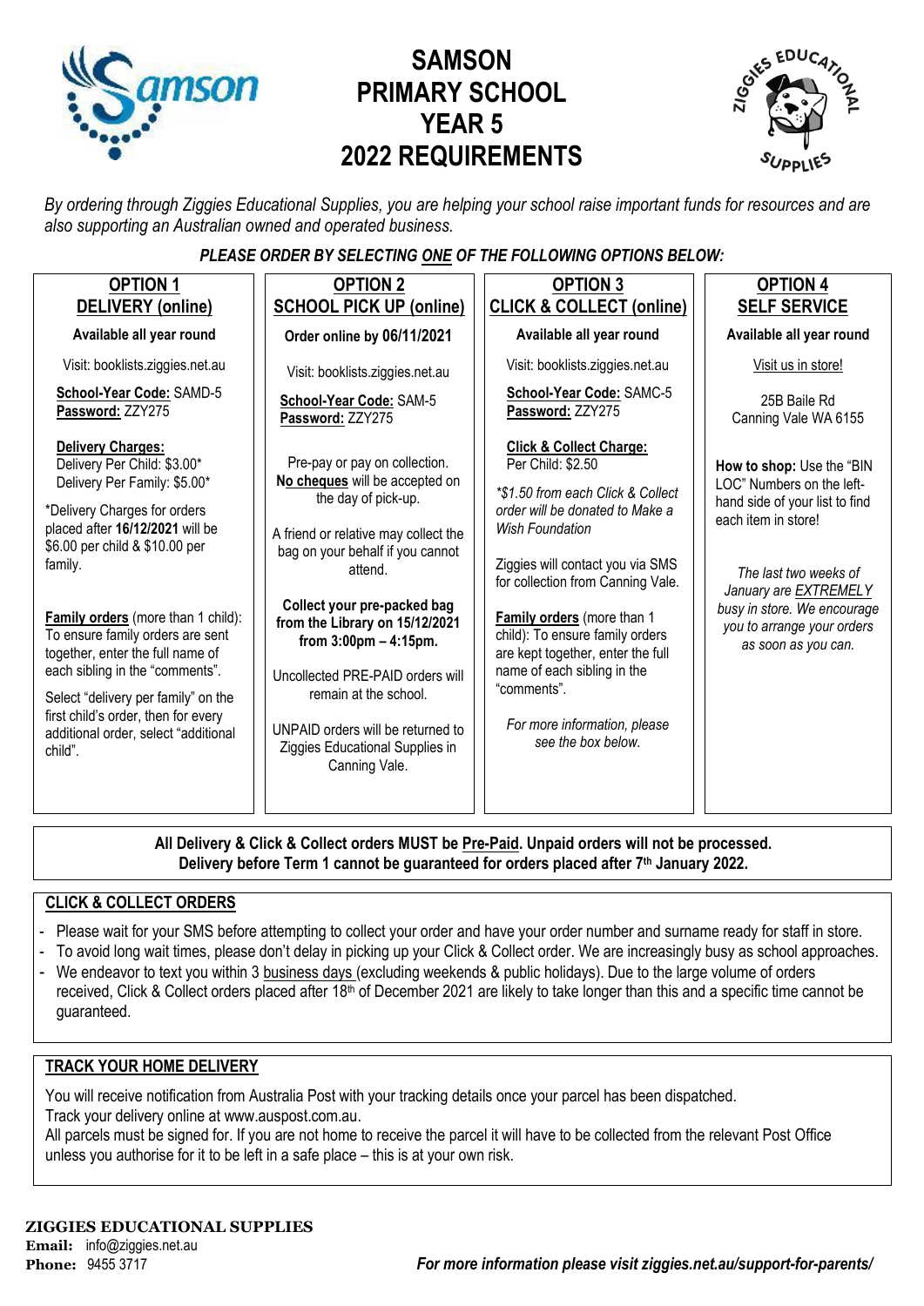# SAMSON PRIMARY SCHOOL YEAR 5 2022 REQUIREMENTS

*By ordering through Ziggies Educational Supplies, you are helping your school raise important funds for resources and are also supporting an Australian owned and operated business.*

***PLEASE ORDER BY SELECTING ONE OF THE FOLLOWING OPTIONS BELOW:***

## OPTION 1 – DELIVERY (online)

**Available all year round**

Visit: booklists.ziggies.net.au

**School-Year Code:** SAMD-5
**Password:** ZZY275

**Delivery Charges:**
Delivery Per Child: $3.00*
Delivery Per Family: $5.00*

*Delivery Charges for orders placed after **16/12/2021** will be $6.00 per child & $10.00 per family.

**Family orders** (more than 1 child): To ensure family orders are sent together, enter the full name of each sibling in the "comments".

Select "delivery per family" on the first child's order, then for every additional order, select "additional child".

## OPTION 2 – SCHOOL PICK UP (online)

**Order online by 06/11/2021**

Visit: booklists.ziggies.net.au

**School-Year Code:** SAM-5
**Password:** ZZY275

Pre-pay or pay on collection. **No cheques** will be accepted on the day of pick-up.

A friend or relative may collect the bag on your behalf if you cannot attend.

**Collect your pre-packed bag from the Library on 15/12/2021 from 3:00pm – 4:15pm.**

Uncollected PRE-PAID orders will remain at the school.

UNPAID orders will be returned to Ziggies Educational Supplies in Canning Vale.

## OPTION 3 – CLICK & COLLECT (online)

**Available all year round**

Visit: booklists.ziggies.net.au

**School-Year Code:** SAMC-5
**Password:** ZZY275

**Click & Collect Charge:**
Per Child: $2.50

*\*$1.50 from each Click & Collect order will be donated to Make a Wish Foundation*

Ziggies will contact you via SMS for collection from Canning Vale.

**Family orders** (more than 1 child): To ensure family orders are kept together, enter the full name of each sibling in the "comments".

*For more information, please see the box below.*

## OPTION 4 – SELF SERVICE

**Available all year round**

Visit us in store!

25B Baile Rd
Canning Vale WA 6155

**How to shop:** Use the "BIN LOC" Numbers on the left-hand side of your list to find each item in store!

*The last two weeks of January are EXTREMELY busy in store. We encourage you to arrange your orders as soon as you can.*

---

**All Delivery & Click & Collect orders MUST be Pre-Paid. Unpaid orders will not be processed.**
**Delivery before Term 1 cannot be guaranteed for orders placed after 7th January 2022.**

## CLICK & COLLECT ORDERS

- Please wait for your SMS before attempting to collect your order and have your order number and surname ready for staff in store.
- To avoid long wait times, please don't delay in picking up your Click & Collect order. We are increasingly busy as school approaches.
- We endeavor to text you within 3 business days (excluding weekends & public holidays). Due to the large volume of orders received, Click & Collect orders placed after 18th of December 2021 are likely to take longer than this and a specific time cannot be guaranteed.

## TRACK YOUR HOME DELIVERY

You will receive notification from Australia Post with your tracking details once your parcel has been dispatched.
Track your delivery online at www.auspost.com.au.
All parcels must be signed for. If you are not home to receive the parcel it will have to be collected from the relevant Post Office unless you authorise for it to be left in a safe place – this is at your own risk.

**ZIGGIES EDUCATIONAL SUPPLIES**
**Email:** info@ziggies.net.au
**Phone:** 9455 3717

***For more information please visit ziggies.net.au/support-for-parents/***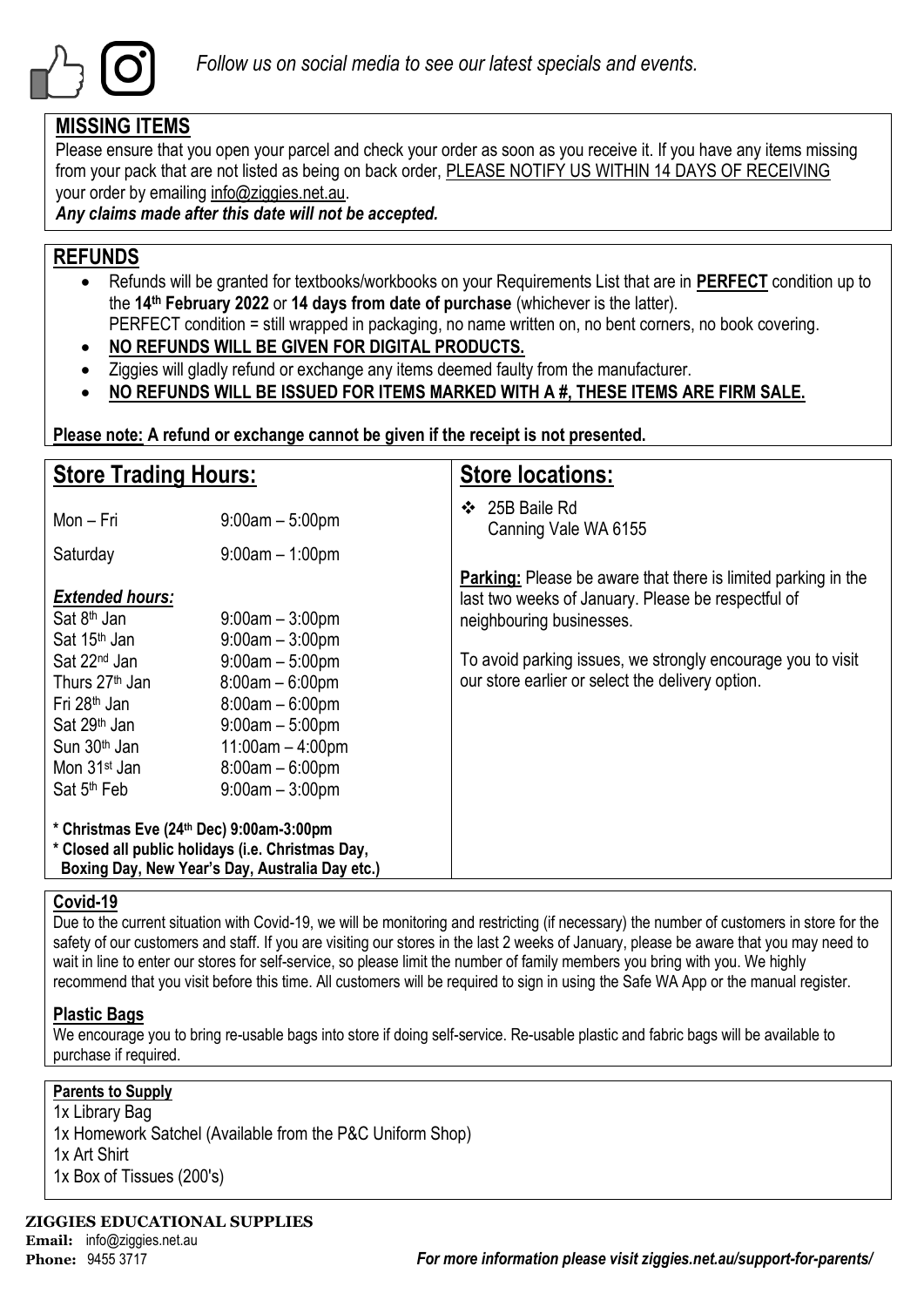*Follow us on social media to see our latest specials and events.*

## MISSING ITEMS

Please ensure that you open your parcel and check your order as soon as you receive it. If you have any items missing from your pack that are not listed as being on back order, PLEASE NOTIFY US WITHIN 14 DAYS OF RECEIVING your order by emailing info@ziggies.net.au.

***Any claims made after this date will not be accepted.***

## REFUNDS

- Refunds will be granted for textbooks/workbooks on your Requirements List that are in **PERFECT** condition up to the **14th February 2022** or **14 days from date of purchase** (whichever is the latter).
  PERFECT condition = still wrapped in packaging, no name written on, no bent corners, no book covering.
- **NO REFUNDS WILL BE GIVEN FOR DIGITAL PRODUCTS.**
- Ziggies will gladly refund or exchange any items deemed faulty from the manufacturer.
- **NO REFUNDS WILL BE ISSUED FOR ITEMS MARKED WITH A #, THESE ITEMS ARE FIRM SALE.**

**Please note: A refund or exchange cannot be given if the receipt is not presented.**

## Store Trading Hours:

| | |
|---|---|
| Mon – Fri | 9:00am – 5:00pm |
| Saturday | 9:00am – 1:00pm |

***Extended hours:***

| | |
|---|---|
| Sat 8th Jan | 9:00am – 3:00pm |
| Sat 15th Jan | 9:00am – 3:00pm |
| Sat 22nd Jan | 9:00am – 5:00pm |
| Thurs 27th Jan | 8:00am – 6:00pm |
| Fri 28th Jan | 8:00am – 6:00pm |
| Sat 29th Jan | 9:00am – 5:00pm |
| Sun 30th Jan | 11:00am – 4:00pm |
| Mon 31st Jan | 8:00am – 6:00pm |
| Sat 5th Feb | 9:00am – 3:00pm |

**\* Christmas Eve (24th Dec) 9:00am-3:00pm**
**\* Closed all public holidays (i.e. Christmas Day, Boxing Day, New Year's Day, Australia Day etc.)**

## Store locations:

- 25B Baile Rd
  Canning Vale WA 6155

**Parking:** Please be aware that there is limited parking in the last two weeks of January. Please be respectful of neighbouring businesses.

To avoid parking issues, we strongly encourage you to visit our store earlier or select the delivery option.

### Covid-19

Due to the current situation with Covid-19, we will be monitoring and restricting (if necessary) the number of customers in store for the safety of our customers and staff. If you are visiting our stores in the last 2 weeks of January, please be aware that you may need to wait in line to enter our stores for self-service, so please limit the number of family members you bring with you. We highly recommend that you visit before this time. All customers will be required to sign in using the Safe WA App or the manual register.

### Plastic Bags

We encourage you to bring re-usable bags into store if doing self-service. Re-usable plastic and fabric bags will be available to purchase if required.

### Parents to Supply

1x Library Bag
1x Homework Satchel (Available from the P&C Uniform Shop)
1x Art Shirt
1x Box of Tissues (200's)

**ZIGGIES EDUCATIONAL SUPPLIES**
**Email:** info@ziggies.net.au
**Phone:** 9455 3717

*For more information please visit ziggies.net.au/support-for-parents/*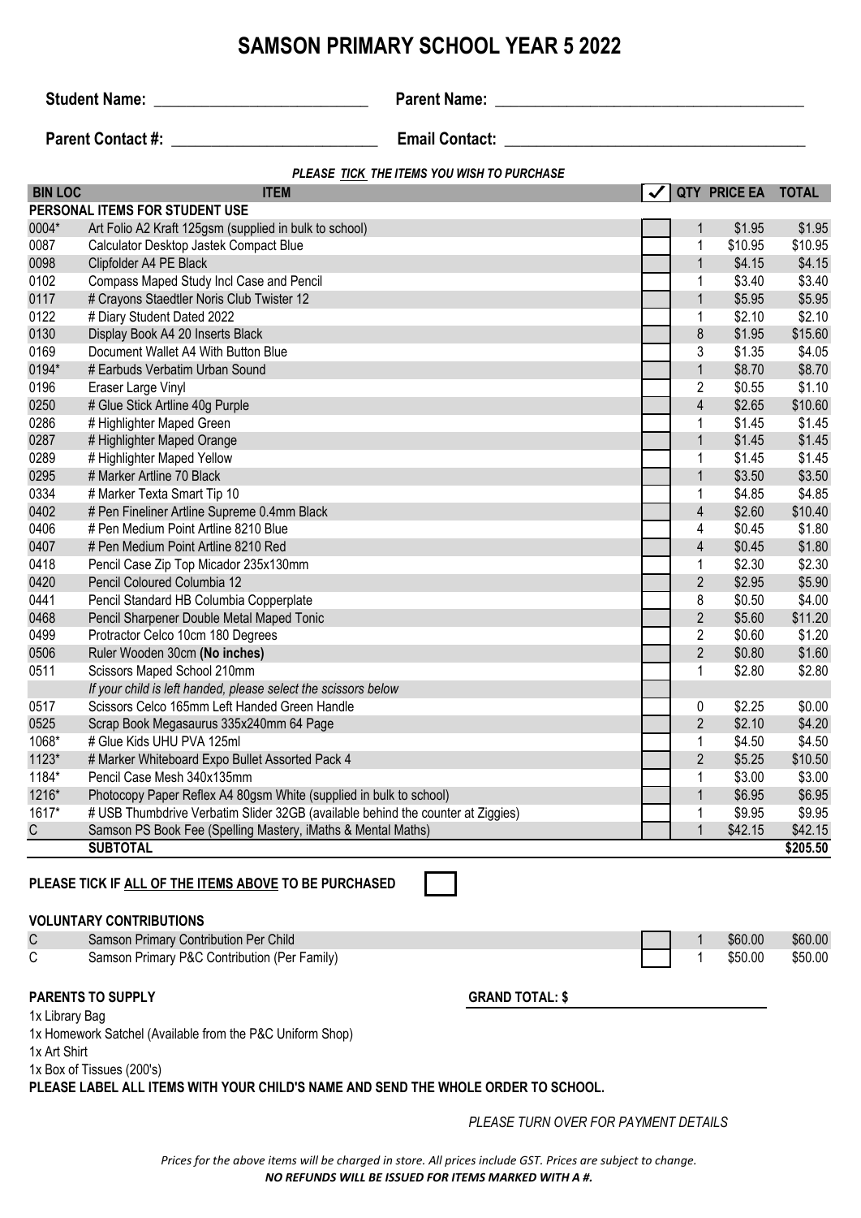# SAMSON PRIMARY SCHOOL YEAR 5 2022

**Student Name:** ___________________________ **Parent Name:** _______________________________________

**Parent Contact #:** __________________________ **Email Contact:** ____________________________________

*PLEASE TICK THE ITEMS YOU WISH TO PURCHASE*

| BIN LOC | ITEM | ✓ | QTY | PRICE EA | TOTAL |
|---|---|---|---|---|---|
| **PERSONAL ITEMS FOR STUDENT USE** | | | | | |
| 0004* | Art Folio A2 Kraft 125gsm (supplied in bulk to school) | | 1 | $1.95 | $1.95 |
| 0087 | Calculator Desktop Jastek Compact Blue | | 1 | $10.95 | $10.95 |
| 0098 | Clipfolder A4 PE Black | | 1 | $4.15 | $4.15 |
| 0102 | Compass Maped Study Incl Case and Pencil | | 1 | $3.40 | $3.40 |
| 0117 | # Crayons Staedtler Noris Club Twister 12 | | 1 | $5.95 | $5.95 |
| 0122 | # Diary Student Dated 2022 | | 1 | $2.10 | $2.10 |
| 0130 | Display Book A4 20 Inserts Black | | 8 | $1.95 | $15.60 |
| 0169 | Document Wallet A4 With Button Blue | | 3 | $1.35 | $4.05 |
| 0194* | # Earbuds Verbatim Urban Sound | | 1 | $8.70 | $8.70 |
| 0196 | Eraser Large Vinyl | | 2 | $0.55 | $1.10 |
| 0250 | # Glue Stick Artline 40g Purple | | 4 | $2.65 | $10.60 |
| 0286 | # Highlighter Maped Green | | 1 | $1.45 | $1.45 |
| 0287 | # Highlighter Maped Orange | | 1 | $1.45 | $1.45 |
| 0289 | # Highlighter Maped Yellow | | 1 | $1.45 | $1.45 |
| 0295 | # Marker Artline 70 Black | | 1 | $3.50 | $3.50 |
| 0334 | # Marker Texta Smart Tip 10 | | 1 | $4.85 | $4.85 |
| 0402 | # Pen Fineliner Artline Supreme 0.4mm Black | | 4 | $2.60 | $10.40 |
| 0406 | # Pen Medium Point Artline 8210 Blue | | 4 | $0.45 | $1.80 |
| 0407 | # Pen Medium Point Artline 8210 Red | | 4 | $0.45 | $1.80 |
| 0418 | Pencil Case Zip Top Micador 235x130mm | | 1 | $2.30 | $2.30 |
| 0420 | Pencil Coloured Columbia 12 | | 2 | $2.95 | $5.90 |
| 0441 | Pencil Standard HB Columbia Copperplate | | 8 | $0.50 | $4.00 |
| 0468 | Pencil Sharpener Double Metal Maped Tonic | | 2 | $5.60 | $11.20 |
| 0499 | Protractor Celco 10cm 180 Degrees | | 2 | $0.60 | $1.20 |
| 0506 | Ruler Wooden 30cm **(No inches)** | | 2 | $0.80 | $1.60 |
| 0511 | Scissors Maped School 210mm | | 1 | $2.80 | $2.80 |
| | *If your child is left handed, please select the scissors below* | | | | |
| 0517 | Scissors Celco 165mm Left Handed Green Handle | | 0 | $2.25 | $0.00 |
| 0525 | Scrap Book Megasaurus 335x240mm 64 Page | | 2 | $2.10 | $4.20 |
| 1068* | # Glue Kids UHU PVA 125ml | | 1 | $4.50 | $4.50 |
| 1123* | # Marker Whiteboard Expo Bullet Assorted Pack 4 | | 2 | $5.25 | $10.50 |
| 1184* | Pencil Case Mesh 340x135mm | | 1 | $3.00 | $3.00 |
| 1216* | Photocopy Paper Reflex A4 80gsm White (supplied in bulk to school) | | 1 | $6.95 | $6.95 |
| 1617* | # USB Thumbdrive Verbatim Slider 32GB (available behind the counter at Ziggies) | | 1 | $9.95 | $9.95 |
| C | Samson PS Book Fee (Spelling Mastery, iMaths & Mental Maths) | | 1 | $42.15 | $42.15 |
| | **SUBTOTAL** | | | | **$205.50** |

**PLEASE TICK IF ALL OF THE ITEMS ABOVE TO BE PURCHASED** ☐

**VOLUNTARY CONTRIBUTIONS**

| | | ✓ | QTY | PRICE EA | TOTAL |
|---|---|---|---|---|---|
| C | Samson Primary Contribution Per Child | | 1 | $60.00 | $60.00 |
| C | Samson Primary P&C Contribution (Per Family) | | 1 | $50.00 | $50.00 |

**PARENTS TO SUPPLY**

**GRAND TOTAL: $** ____________________

1x Library Bag
1x Homework Satchel (Available from the P&C Uniform Shop)
1x Art Shirt
1x Box of Tissues (200's)

**PLEASE LABEL ALL ITEMS WITH YOUR CHILD'S NAME AND SEND THE WHOLE ORDER TO SCHOOL.**

*PLEASE TURN OVER FOR PAYMENT DETAILS*

*Prices for the above items will be charged in store. All prices include GST. Prices are subject to change.*
***NO REFUNDS WILL BE ISSUED FOR ITEMS MARKED WITH A #.***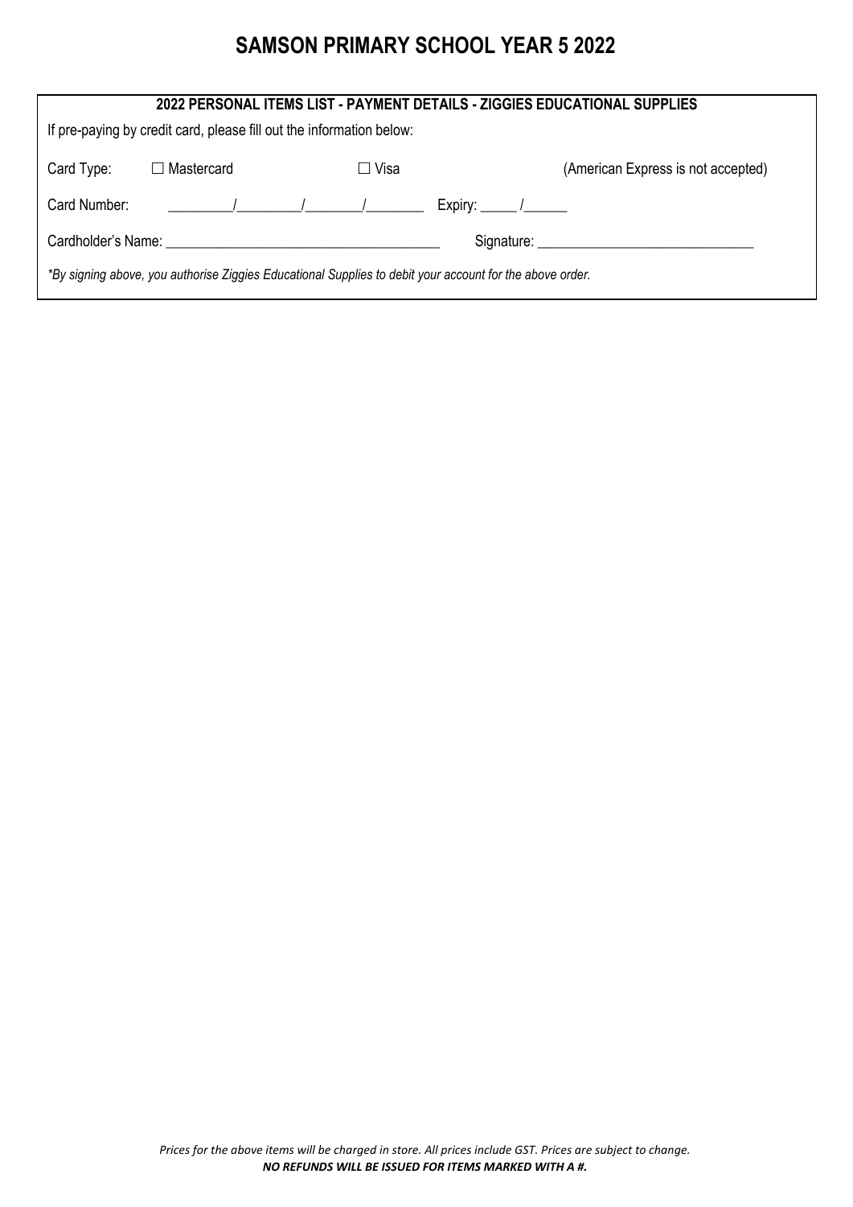# SAMSON PRIMARY SCHOOL YEAR 5 2022

**2022 PERSONAL ITEMS LIST - PAYMENT DETAILS - ZIGGIES EDUCATIONAL SUPPLIES**

If pre-paying by credit card, please fill out the information below:

Card Type: ☐ Mastercard ☐ Visa (American Express is not accepted)

Card Number: _________/_________/________/________ Expiry: _____ /______

Cardholder's Name: ______________________________________ Signature: ______________________________

*\*By signing above, you authorise Ziggies Educational Supplies to debit your account for the above order.*

*Prices for the above items will be charged in store. All prices include GST. Prices are subject to change.*

***NO REFUNDS WILL BE ISSUED FOR ITEMS MARKED WITH A #.***